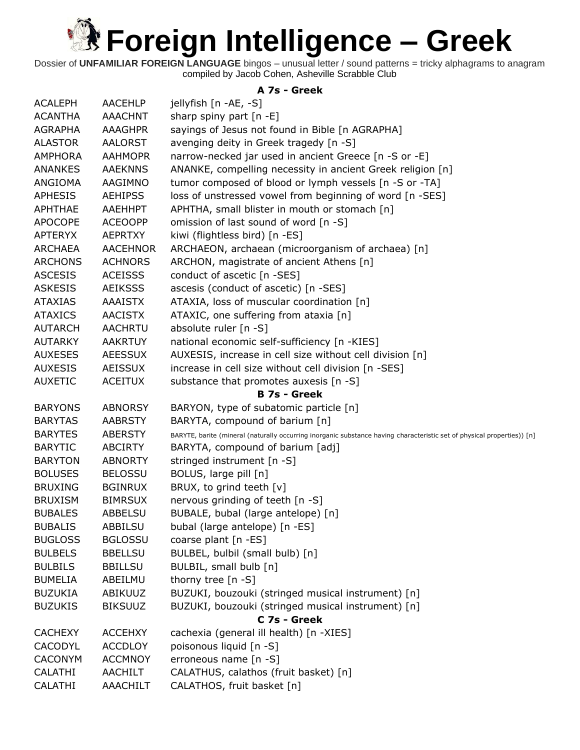# Foreign Intelligence – Greek

Dossier of **UNFAMILIAR FOREIGN LANGUAGE** bingos – unusual letter / sound patterns = tricky alphagrams to anagram compiled by Jacob Cohen, Asheville Scrabble Club

### A 7s - Greek

| | | |
|---|---|---|
| ACALEPH | AACEHLP | jellyfish [n -AE, -S] |
| ACANTHA | AAACHNT | sharp spiny part [n -E] |
| AGRAPHA | AAAGHPR | sayings of Jesus not found in Bible [n AGRAPHA] |
| ALASTOR | AALORST | avenging deity in Greek tragedy [n -S] |
| AMPHORA | AAHMOPR | narrow-necked jar used in ancient Greece [n -S or -E] |
| ANANKES | AAEKNNS | ANANKE, compelling necessity in ancient Greek religion [n] |
| ANGIOMA | AAGIMNO | tumor composed of blood or lymph vessels [n -S or -TA] |
| APHESIS | AEHIPSS | loss of unstressed vowel from beginning of word [n -SES] |
| APHTHAE | AAEHHPT | APHTHA, small blister in mouth or stomach [n] |
| APOCOPE | ACEOOPP | omission of last sound of word [n -S] |
| APTERYX | AEPRTXY | kiwi (flightless bird) [n -ES] |
| ARCHAEA | AACEHNOR | ARCHAEON, archaean (microorganism of archaea) [n] |
| ARCHONS | ACHNORS | ARCHON, magistrate of ancient Athens [n] |
| ASCESIS | ACEISSS | conduct of ascetic [n -SES] |
| ASKESIS | AEIKSSS | ascesis (conduct of ascetic) [n -SES] |
| ATAXIAS | AAAISTX | ATAXIA, loss of muscular coordination [n] |
| ATAXICS | AACISTX | ATAXIC, one suffering from ataxia [n] |
| AUTARCH | AACHRTU | absolute ruler [n -S] |
| AUTARKY | AAKRTUY | national economic self-sufficiency [n -KIES] |
| AUXESES | AEESSUX | AUXESIS, increase in cell size without cell division [n] |
| AUXESIS | AEISSUX | increase in cell size without cell division [n -SES] |
| AUXETIC | ACEITUX | substance that promotes auxesis [n -S] |

### B 7s - Greek

| | | |
|---|---|---|
| BARYONS | ABNORSY | BARYON, type of subatomic particle [n] |
| BARYTAS | AABRSTY | BARYTA, compound of barium [n] |
| BARYTES | ABERSTY | BARYTE, barite (mineral (naturally occurring inorganic substance having characteristic set of physical properties)) [n] |
| BARYTIC | ABCIRTY | BARYTA, compound of barium [adj] |
| BARYTON | ABNORTY | stringed instrument [n -S] |
| BOLUSES | BELOSSU | BOLUS, large pill [n] |
| BRUXING | BGINRUX | BRUX, to grind teeth [v] |
| BRUXISM | BIMRSUX | nervous grinding of teeth [n -S] |
| BUBALES | ABBELSU | BUBALE, bubal (large antelope) [n] |
| BUBALIS | ABBILSU | bubal (large antelope) [n -ES] |
| BUGLOSS | BGLOSSU | coarse plant [n -ES] |
| BULBELS | BBELLSU | BULBEL, bulbil (small bulb) [n] |
| BULBILS | BBILLSU | BULBIL, small bulb [n] |
| BUMELIA | ABEILMU | thorny tree [n -S] |
| BUZUKIA | ABIKUUZ | BUZUKI, bouzouki (stringed musical instrument) [n] |
| BUZUKIS | BIKSUUZ | BUZUKI, bouzouki (stringed musical instrument) [n] |

### C 7s - Greek

| | | |
|---|---|---|
| CACHEXY | ACCEHXY | cachexia (general ill health) [n -XIES] |
| CACODYL | ACCDLOY | poisonous liquid [n -S] |
| CACONYM | ACCMNOY | erroneous name [n -S] |
| CALATHI | AACHILT | CALATHUS, calathos (fruit basket) [n] |
| CALATHI | AAACHILT | CALATHOS, fruit basket [n] |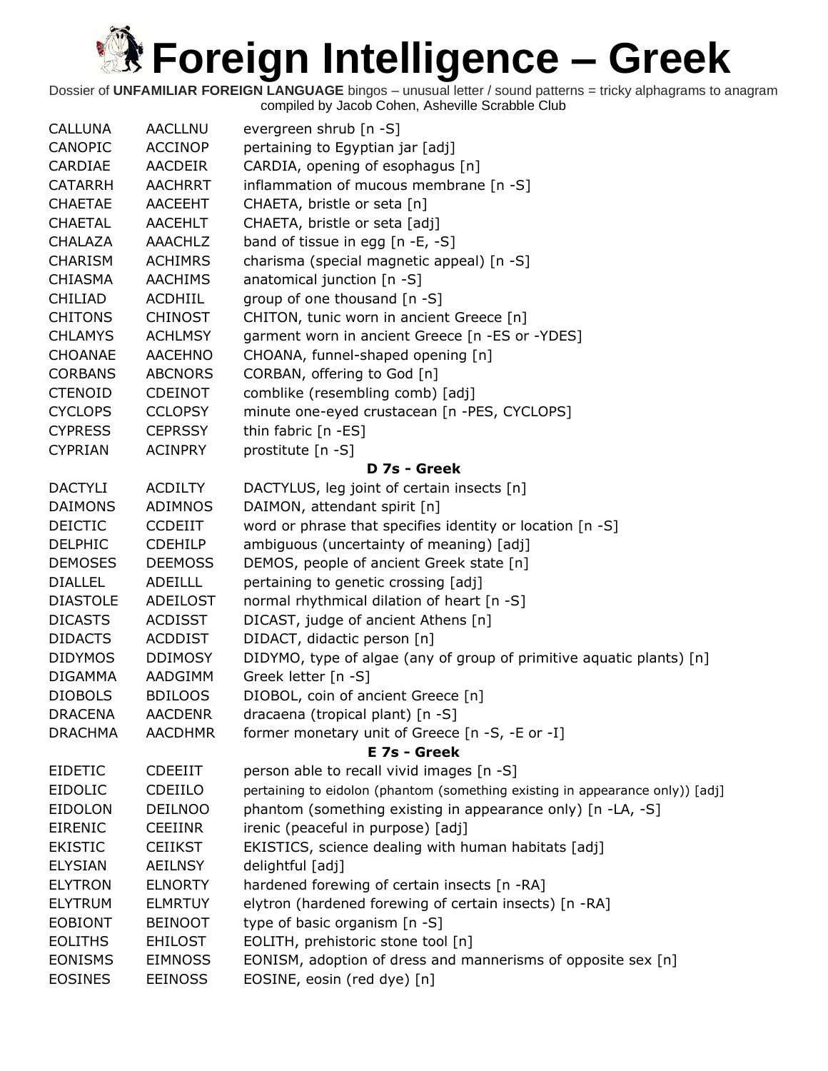# Foreign Intelligence – Greek

Dossier of **UNFAMILIAR FOREIGN LANGUAGE** bingos – unusual letter / sound patterns = tricky alphagrams to anagram
compiled by Jacob Cohen, Asheville Scrabble Club

| | | |
|---|---|---|
| CALLUNA | AACLLNU | evergreen shrub [n -S] |
| CANOPIC | ACCINOP | pertaining to Egyptian jar [adj] |
| CARDIAE | AACDEIR | CARDIA, opening of esophagus [n] |
| CATARRH | AACHRRT | inflammation of mucous membrane [n -S] |
| CHAETAE | AACEEHT | CHAETA, bristle or seta [n] |
| CHAETAL | AACEHLT | CHAETA, bristle or seta [adj] |
| CHALAZA | AAACHLZ | band of tissue in egg [n -E, -S] |
| CHARISM | ACHIMRS | charisma (special magnetic appeal) [n -S] |
| CHIASMA | AACHIMS | anatomical junction [n -S] |
| CHILIAD | ACDHIIL | group of one thousand [n -S] |
| CHITONS | CHINOST | CHITON, tunic worn in ancient Greece [n] |
| CHLAMYS | ACHLMSY | garment worn in ancient Greece [n -ES or -YDES] |
| CHOANAE | AACEHNO | CHOANA, funnel-shaped opening [n] |
| CORBANS | ABCNORS | CORBAN, offering to God [n] |
| CTENOID | CDEINOT | comblike (resembling comb) [adj] |
| CYCLOPS | CCLOPSY | minute one-eyed crustacean [n -PES, CYCLOPS] |
| CYPRESS | CEPRSSY | thin fabric [n -ES] |
| CYPRIAN | ACINPRY | prostitute [n -S] |
| | | **D 7s - Greek** |
| DACTYLI | ACDILTY | DACTYLUS, leg joint of certain insects [n] |
| DAIMONS | ADIMNOS | DAIMON, attendant spirit [n] |
| DEICTIC | CCDEIIT | word or phrase that specifies identity or location [n -S] |
| DELPHIC | CDEHILP | ambiguous (uncertainty of meaning) [adj] |
| DEMOSES | DEEMOSS | DEMOS, people of ancient Greek state [n] |
| DIALLEL | ADEILLL | pertaining to genetic crossing [adj] |
| DIASTOLE | ADEILOST | normal rhythmical dilation of heart [n -S] |
| DICASTS | ACDISST | DICAST, judge of ancient Athens [n] |
| DIDACTS | ACDDIST | DIDACT, didactic person [n] |
| DIDYMOS | DDIMOSY | DIDYMO, type of algae (any of group of primitive aquatic plants) [n] |
| DIGAMMA | AADGIMM | Greek letter [n -S] |
| DIOBOLS | BDILOOS | DIOBOL, coin of ancient Greece [n] |
| DRACENA | AACDENR | dracaena (tropical plant) [n -S] |
| DRACHMA | AACDHMR | former monetary unit of Greece [n -S, -E or -I] |
| | | **E 7s - Greek** |
| EIDETIC | CDEEIIT | person able to recall vivid images [n -S] |
| EIDOLIC | CDEIILO | pertaining to eidolon (phantom (something existing in appearance only)) [adj] |
| EIDOLON | DEILNOO | phantom (something existing in appearance only) [n -LA, -S] |
| EIRENIC | CEEIINR | irenic (peaceful in purpose) [adj] |
| EKISTIC | CEIIKST | EKISTICS, science dealing with human habitats [adj] |
| ELYSIAN | AEILNSY | delightful [adj] |
| ELYTRON | ELNORTY | hardened forewing of certain insects [n -RA] |
| ELYTRUM | ELMRTUY | elytron (hardened forewing of certain insects) [n -RA] |
| EOBIONT | BEINOOT | type of basic organism [n -S] |
| EOLITHS | EHILOST | EOLITH, prehistoric stone tool [n] |
| EONISMS | EIMNOSS | EONISM, adoption of dress and mannerisms of opposite sex [n] |
| EOSINES | EEINOSS | EOSINE, eosin (red dye) [n] |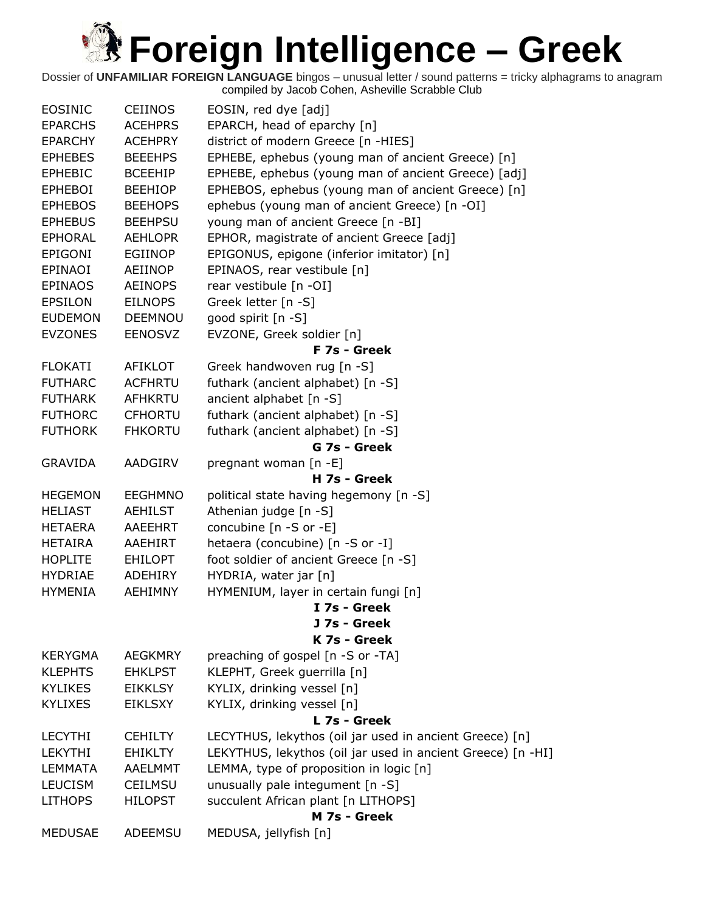# Foreign Intelligence – Greek

Dossier of **UNFAMILIAR FOREIGN LANGUAGE** bingos – unusual letter / sound patterns = tricky alphagrams to anagram
compiled by Jacob Cohen, Asheville Scrabble Club

| | | |
|---|---|---|
| EOSINIC | CEIINOS | EOSIN, red dye [adj] |
| EPARCHS | ACEHPRS | EPARCH, head of eparchy [n] |
| EPARCHY | ACEHPRY | district of modern Greece [n -HIES] |
| EPHEBES | BEEEHPS | EPHEBE, ephebus (young man of ancient Greece) [n] |
| EPHEBIC | BCEEHIP | EPHEBE, ephebus (young man of ancient Greece) [adj] |
| EPHEBOI | BEEHIOP | EPHEBOS, ephebus (young man of ancient Greece) [n] |
| EPHEBOS | BEEHOPS | ephebus (young man of ancient Greece) [n -OI] |
| EPHEBUS | BEEHPSU | young man of ancient Greece [n -BI] |
| EPHORAL | AEHLOPR | EPHOR, magistrate of ancient Greece [adj] |
| EPIGONI | EGIINOP | EPIGONUS, epigone (inferior imitator) [n] |
| EPINAOI | AEIINOP | EPINAOS, rear vestibule [n] |
| EPINAOS | AEINOPS | rear vestibule [n -OI] |
| EPSILON | EILNOPS | Greek letter [n -S] |
| EUDEMON | DEEMNOU | good spirit [n -S] |
| EVZONES | EENOSVZ | EVZONE, Greek soldier [n] |
| | | **F 7s - Greek** |
| FLOKATI | AFIKLOT | Greek handwoven rug [n -S] |
| FUTHARC | ACFHRTU | futhark (ancient alphabet) [n -S] |
| FUTHARK | AFHKRTU | ancient alphabet [n -S] |
| FUTHORC | CFHORTU | futhark (ancient alphabet) [n -S] |
| FUTHORK | FHKORTU | futhark (ancient alphabet) [n -S] |
| | | **G 7s - Greek** |
| GRAVIDA | AADGIRV | pregnant woman [n -E] |
| | | **H 7s - Greek** |
| HEGEMON | EEGHMNO | political state having hegemony [n -S] |
| HELIAST | AEHILST | Athenian judge [n -S] |
| HETAERA | AAEEHRT | concubine [n -S or -E] |
| HETAIRA | AAEHIRT | hetaera (concubine) [n -S or -I] |
| HOPLITE | EHILOPT | foot soldier of ancient Greece [n -S] |
| HYDRIAE | ADEHIRY | HYDRIA, water jar [n] |
| HYMENIA | AEHIMNY | HYMENIUM, layer in certain fungi [n] |
| | | **I 7s - Greek** |
| | | **J 7s - Greek** |
| | | **K 7s - Greek** |
| KERYGMA | AEGKMRY | preaching of gospel [n -S or -TA] |
| KLEPHTS | EHKLPST | KLEPHT, Greek guerrilla [n] |
| KYLIKES | EIKKLSY | KYLIX, drinking vessel [n] |
| KYLIXES | EIKLSXY | KYLIX, drinking vessel [n] |
| | | **L 7s - Greek** |
| LECYTHI | CEHILTY | LECYTHUS, lekythos (oil jar used in ancient Greece) [n] |
| LEKYTHI | EHIKLTY | LEKYTHUS, lekythos (oil jar used in ancient Greece) [n -HI] |
| LEMMATA | AAELMMT | LEMMA, type of proposition in logic [n] |
| LEUCISM | CEILMSU | unusually pale integument [n -S] |
| LITHOPS | HILOPST | succulent African plant [n LITHOPS] |
| | | **M 7s - Greek** |
| MEDUSAE | ADEEMSU | MEDUSA, jellyfish [n] |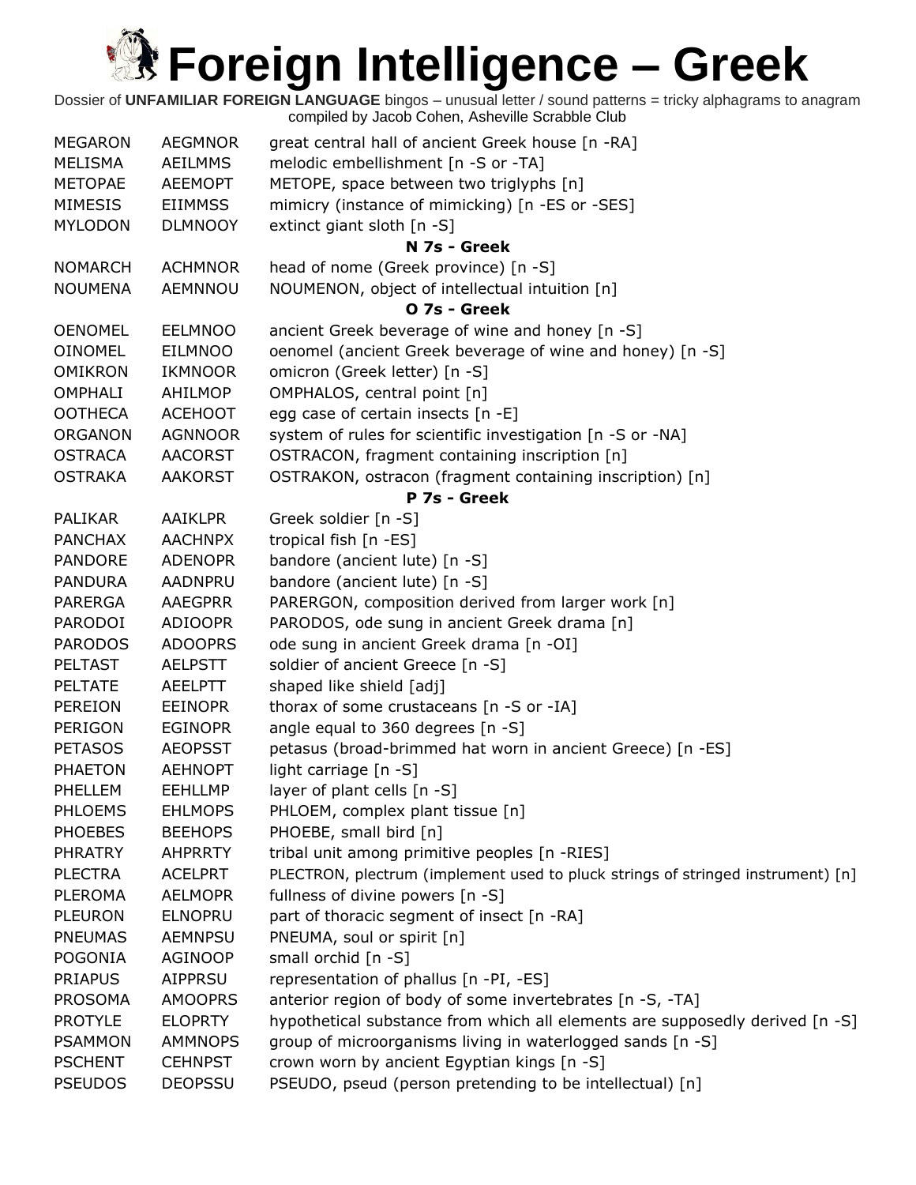# Foreign Intelligence – Greek

Dossier of **UNFAMILIAR FOREIGN LANGUAGE** bingos – unusual letter / sound patterns = tricky alphagrams to anagram compiled by Jacob Cohen, Asheville Scrabble Club

| | | |
|---|---|---|
| MEGARON | AEGMNOR | great central hall of ancient Greek house [n -RA] |
| MELISMA | AEILMMS | melodic embellishment [n -S or -TA] |
| METOPAE | AEEMOPT | METOPE, space between two triglyphs [n] |
| MIMESIS | EIIMMSS | mimicry (instance of mimicking) [n -ES or -SES] |
| MYLODON | DLMNOOY | extinct giant sloth [n -S] |
| | | **N 7s - Greek** |
| NOMARCH | ACHMNOR | head of nome (Greek province) [n -S] |
| NOUMENA | AEMNNOU | NOUMENON, object of intellectual intuition [n] |
| | | **O 7s - Greek** |
| OENOMEL | EELMNOO | ancient Greek beverage of wine and honey [n -S] |
| OINOMEL | EILMNOO | oenomel (ancient Greek beverage of wine and honey) [n -S] |
| OMIKRON | IKMNOOR | omicron (Greek letter) [n -S] |
| OMPHALI | AHILMOP | OMPHALOS, central point [n] |
| OOTHECA | ACEHOOT | egg case of certain insects [n -E] |
| ORGANON | AGNNOOR | system of rules for scientific investigation [n -S or -NA] |
| OSTRACA | AACORST | OSTRACON, fragment containing inscription [n] |
| OSTRAKA | AAKORST | OSTRAKON, ostracon (fragment containing inscription) [n] |
| | | **P 7s - Greek** |
| PALIKAR | AAIKLPR | Greek soldier [n -S] |
| PANCHAX | AACHNPX | tropical fish [n -ES] |
| PANDORE | ADENOPR | bandore (ancient lute) [n -S] |
| PANDURA | AADNPRU | bandore (ancient lute) [n -S] |
| PARERGA | AAEGPRR | PARERGON, composition derived from larger work [n] |
| PARODOI | ADIOOPR | PARODOS, ode sung in ancient Greek drama [n] |
| PARODOS | ADOOPRS | ode sung in ancient Greek drama [n -OI] |
| PELTAST | AELPSTT | soldier of ancient Greece [n -S] |
| PELTATE | AEELPTT | shaped like shield [adj] |
| PEREION | EEINOPR | thorax of some crustaceans [n -S or -IA] |
| PERIGON | EGINOPR | angle equal to 360 degrees [n -S] |
| PETASOS | AEOPSST | petasus (broad-brimmed hat worn in ancient Greece) [n -ES] |
| PHAETON | AEHNOPT | light carriage [n -S] |
| PHELLEM | EEHLLMP | layer of plant cells [n -S] |
| PHLOEMS | EHLMOPS | PHLOEM, complex plant tissue [n] |
| PHOEBES | BEEHOPS | PHOEBE, small bird [n] |
| PHRATRY | AHPRRTY | tribal unit among primitive peoples [n -RIES] |
| PLECTRA | ACELPRT | PLECTRON, plectrum (implement used to pluck strings of stringed instrument) [n] |
| PLEROMA | AELMOPR | fullness of divine powers [n -S] |
| PLEURON | ELNOPRU | part of thoracic segment of insect [n -RA] |
| PNEUMAS | AEMNPSU | PNEUMA, soul or spirit [n] |
| POGONIA | AGINOOP | small orchid [n -S] |
| PRIAPUS | AIPPRSU | representation of phallus [n -PI, -ES] |
| PROSOMA | AMOOPRS | anterior region of body of some invertebrates [n -S, -TA] |
| PROTYLE | ELOPRTY | hypothetical substance from which all elements are supposedly derived [n -S] |
| PSAMMON | AMMNOPS | group of microorganisms living in waterlogged sands [n -S] |
| PSCHENT | CEHNPST | crown worn by ancient Egyptian kings [n -S] |
| PSEUDOS | DEOPSSU | PSEUDO, pseud (person pretending to be intellectual) [n] |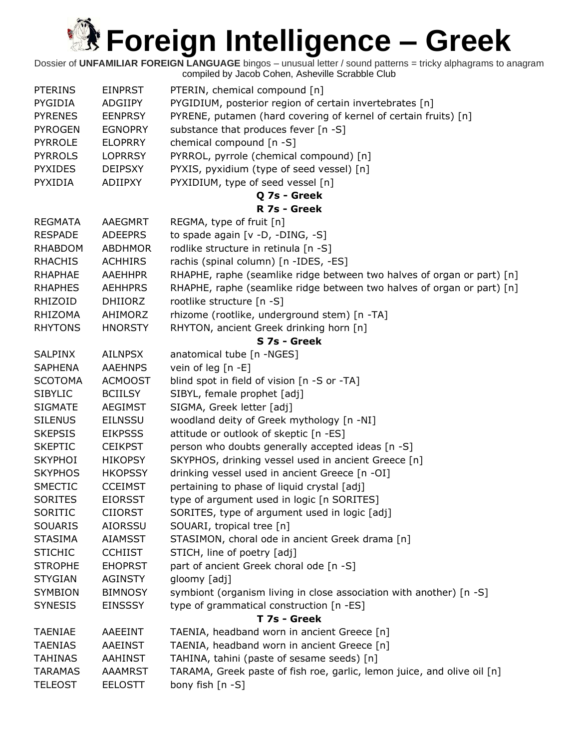# Foreign Intelligence – Greek

Dossier of **UNFAMILIAR FOREIGN LANGUAGE** bingos – unusual letter / sound patterns = tricky alphagrams to anagram
compiled by Jacob Cohen, Asheville Scrabble Club

| | | |
|---|---|---|
| PTERINS | EINPRST | PTERIN, chemical compound [n] |
| PYGIDIA | ADGIIPY | PYGIDIUM, posterior region of certain invertebrates [n] |
| PYRENES | EENPRSY | PYRENE, putamen (hard covering of kernel of certain fruits) [n] |
| PYROGEN | EGNOPRY | substance that produces fever [n -S] |
| PYRROLE | ELOPRRY | chemical compound [n -S] |
| PYRROLS | LOPRRSY | PYRROL, pyrrole (chemical compound) [n] |
| PYXIDES | DEIPSXY | PYXIS, pyxidium (type of seed vessel) [n] |
| PYXIDIA | ADIIPXY | PYXIDIUM, type of seed vessel [n] |

**Q 7s - Greek**

**R 7s - Greek**

| | | |
|---|---|---|
| REGMATA | AAEGMRT | REGMA, type of fruit [n] |
| RESPADE | ADEEPRS | to spade again [v -D, -DING, -S] |
| RHABDOM | ABDHMOR | rodlike structure in retinula [n -S] |
| RHACHIS | ACHHIRS | rachis (spinal column) [n -IDES, -ES] |
| RHAPHAE | AAEHHPR | RHAPHE, raphe (seamlike ridge between two halves of organ or part) [n] |
| RHAPHES | AEHHPRS | RHAPHE, raphe (seamlike ridge between two halves of organ or part) [n] |
| RHIZOID | DHIIORZ | rootlike structure [n -S] |
| RHIZOMA | AHIMORZ | rhizome (rootlike, underground stem) [n -TA] |
| RHYTONS | HNORSTY | RHYTON, ancient Greek drinking horn [n] |

**S 7s - Greek**

| | | |
|---|---|---|
| SALPINX | AILNPSX | anatomical tube [n -NGES] |
| SAPHENA | AAEHNPS | vein of leg [n -E] |
| SCOTOMA | ACMOOST | blind spot in field of vision [n -S or -TA] |
| SIBYLIC | BCIILSY | SIBYL, female prophet [adj] |
| SIGMATE | AEGIMST | SIGMA, Greek letter [adj] |
| SILENUS | EILNSSU | woodland deity of Greek mythology [n -NI] |
| SKEPSIS | EIKPSSS | attitude or outlook of skeptic [n -ES] |
| SKEPTIC | CEIKPST | person who doubts generally accepted ideas [n -S] |
| SKYPHOI | HIKOPSY | SKYPHOS, drinking vessel used in ancient Greece [n] |
| SKYPHOS | HKOPSSY | drinking vessel used in ancient Greece [n -OI] |
| SMECTIC | CCEIMST | pertaining to phase of liquid crystal [adj] |
| SORITES | EIORSST | type of argument used in logic [n SORITES] |
| SORITIC | CIIORST | SORITES, type of argument used in logic [adj] |
| SOUARIS | AIORSSU | SOUARI, tropical tree [n] |
| STASIMA | AIAMSST | STASIMON, choral ode in ancient Greek drama [n] |
| STICHIC | CCHIIST | STICH, line of poetry [adj] |
| STROPHE | EHOPRST | part of ancient Greek choral ode [n -S] |
| STYGIAN | AGINSTY | gloomy [adj] |
| SYMBION | BIMNOSY | symbiont (organism living in close association with another) [n -S] |
| SYNESIS | EINSSSY | type of grammatical construction [n -ES] |

**T 7s - Greek**

| | | |
|---|---|---|
| TAENIAE | AAEEINT | TAENIA, headband worn in ancient Greece [n] |
| TAENIAS | AAEINST | TAENIA, headband worn in ancient Greece [n] |
| TAHINAS | AAHINST | TAHINA, tahini (paste of sesame seeds) [n] |
| TARAMAS | AAAMRST | TARAMA, Greek paste of fish roe, garlic, lemon juice, and olive oil [n] |
| TELEOST | EELOSTT | bony fish [n -S] |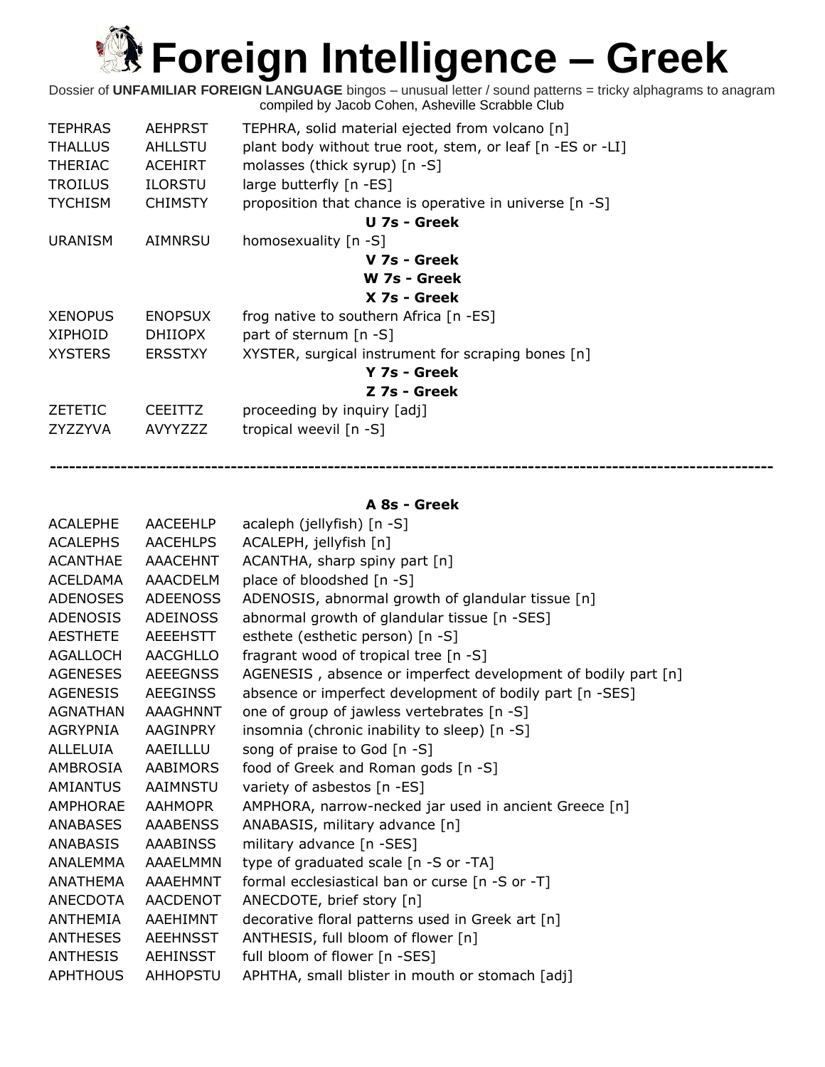# Foreign Intelligence – Greek

Dossier of **UNFAMILIAR FOREIGN LANGUAGE** bingos – unusual letter / sound patterns = tricky alphagrams to anagram compiled by Jacob Cohen, Asheville Scrabble Club

| | | |
|---|---|---|
| TEPHRAS | AEHPRST | TEPHRA, solid material ejected from volcano [n] |
| THALLUS | AHLLSTU | plant body without true root, stem, or leaf [n -ES or -LI] |
| THERIAC | ACEHIRT | molasses (thick syrup) [n -S] |
| TROILUS | ILORSTU | large butterfly [n -ES] |
| TYCHISM | CHIMSTY | proposition that chance is operative in universe [n -S] |

**U 7s - Greek**

| | | |
|---|---|---|
| URANISM | AIMNRSU | homosexuality [n -S] |

**V 7s - Greek**

**W 7s - Greek**

**X 7s - Greek**

| | | |
|---|---|---|
| XENOPUS | ENOPSUX | frog native to southern Africa [n -ES] |
| XIPHOID | DHIIOPX | part of sternum [n -S] |
| XYSTERS | ERSSTXY | XYSTER, surgical instrument for scraping bones [n] |

**Y 7s - Greek**

**Z 7s - Greek**

| | | |
|---|---|---|
| ZETETIC | CEEITTZ | proceeding by inquiry [adj] |
| ZYZZYVA | AVYYZZZ | tropical weevil [n -S] |

---

**A 8s - Greek**

| | | |
|---|---|---|
| ACALEPHE | AACEEHLP | acaleph (jellyfish) [n -S] |
| ACALEPHS | AACEHLPS | ACALEPH, jellyfish [n] |
| ACANTHAE | AAACEHNT | ACANTHA, sharp spiny part [n] |
| ACELDAMA | AAACDELM | place of bloodshed [n -S] |
| ADENOSES | ADEENOSS | ADENOSIS, abnormal growth of glandular tissue [n] |
| ADENOSIS | ADEINOSS | abnormal growth of glandular tissue [n -SES] |
| AESTHETE | AEEEHSTT | esthete (esthetic person) [n -S] |
| AGALLOCH | AACGHLLO | fragrant wood of tropical tree [n -S] |
| AGENESES | AEEEGNSS | AGENESIS , absence or imperfect development of bodily part [n] |
| AGENESIS | AEEGINSS | absence or imperfect development of bodily part [n -SES] |
| AGNATHAN | AAAGHNNT | one of group of jawless vertebrates [n -S] |
| AGRYPNIA | AAGINPRY | insomnia (chronic inability to sleep) [n -S] |
| ALLELUIA | AAEILLLU | song of praise to God [n -S] |
| AMBROSIA | AABIMORS | food of Greek and Roman gods [n -S] |
| AMIANTUS | AAIMNSTU | variety of asbestos [n -ES] |
| AMPHORAE | AAHMOPR | AMPHORA, narrow-necked jar used in ancient Greece [n] |
| ANABASES | AAABENSS | ANABASIS, military advance [n] |
| ANABASIS | AAABINSS | military advance [n -SES] |
| ANALEMMA | AAAELMMN | type of graduated scale [n -S or -TA] |
| ANATHEMA | AAAEHMNT | formal ecclesiastical ban or curse [n -S or -T] |
| ANECDOTA | AACDENOT | ANECDOTE, brief story [n] |
| ANTHEMIA | AAEHIMNT | decorative floral patterns used in Greek art [n] |
| ANTHESES | AEEHNSST | ANTHESIS, full bloom of flower [n] |
| ANTHESIS | AEHINSST | full bloom of flower [n -SES] |
| APHTHOUS | AHHOPSTU | APHTHA, small blister in mouth or stomach [adj] |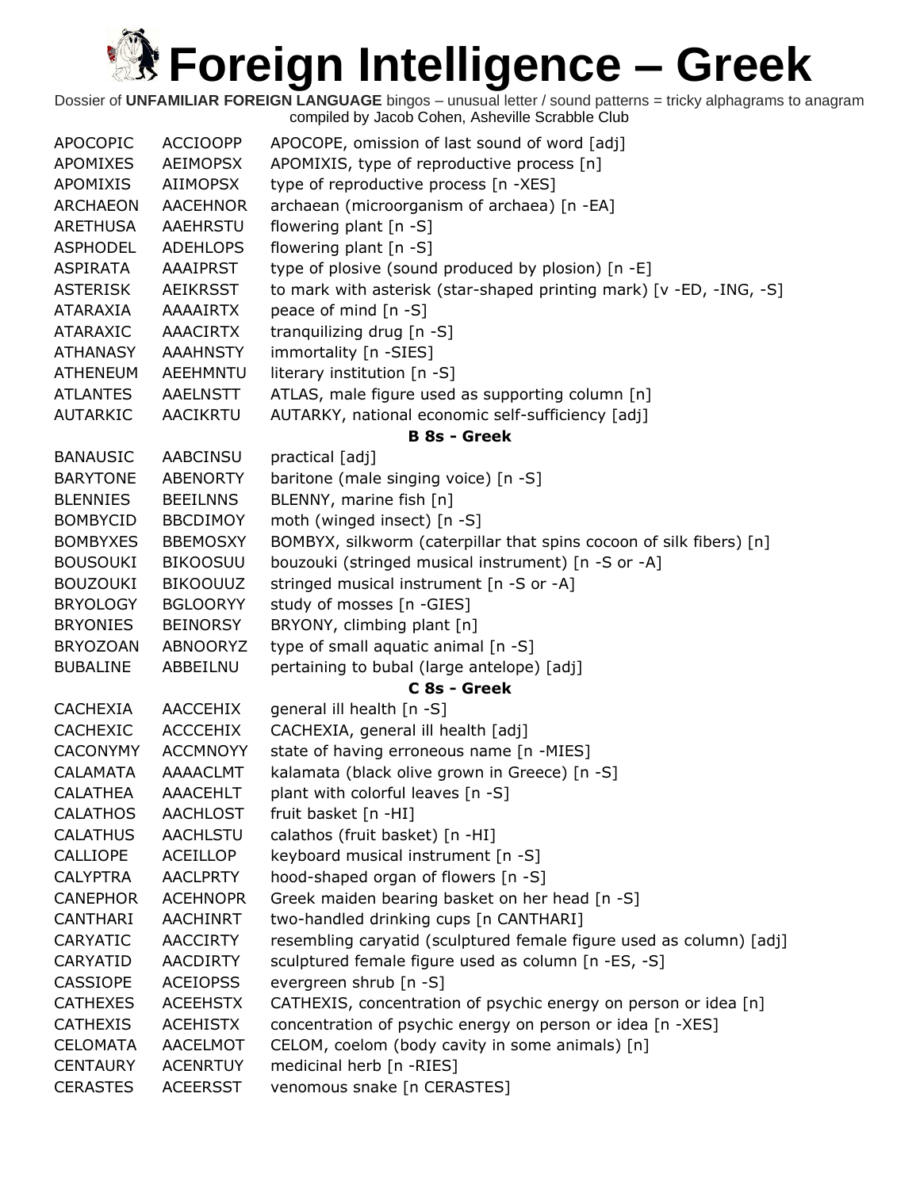# Foreign Intelligence – Greek

Dossier of **UNFAMILIAR FOREIGN LANGUAGE** bingos – unusual letter / sound patterns = tricky alphagrams to anagram
compiled by Jacob Cohen, Asheville Scrabble Club

| | | |
|---|---|---|
| APOCOPIC | ACCIOOPP | APOCOPE, omission of last sound of word [adj] |
| APOMIXES | AEIMOPSX | APOMIXIS, type of reproductive process [n] |
| APOMIXIS | AIIMOPSX | type of reproductive process [n -XES] |
| ARCHAEON | AACEHNOR | archaean (microorganism of archaea) [n -EA] |
| ARETHUSA | AAEHRSTU | flowering plant [n -S] |
| ASPHODEL | ADEHLOPS | flowering plant [n -S] |
| ASPIRATA | AAAIPRST | type of plosive (sound produced by plosion) [n -E] |
| ASTERISK | AEIKRSST | to mark with asterisk (star-shaped printing mark) [v -ED, -ING, -S] |
| ATARAXIA | AAAAIRTX | peace of mind [n -S] |
| ATARAXIC | AAACIRTX | tranquilizing drug [n -S] |
| ATHANASY | AAAHNSTY | immortality [n -SIES] |
| ATHENEUM | AEEHMNTU | literary institution [n -S] |
| ATLANTES | AAELNSTT | ATLAS, male figure used as supporting column [n] |
| AUTARKIC | AACIKRTU | AUTARKY, national economic self-sufficiency [adj] |
| | | **B 8s - Greek** |
| BANAUSIC | AABCINSU | practical [adj] |
| BARYTONE | ABENORTY | baritone (male singing voice) [n -S] |
| BLENNIES | BEEILNNS | BLENNY, marine fish [n] |
| BOMBYCID | BBCDIMOY | moth (winged insect) [n -S] |
| BOMBYXES | BBEMOSXY | BOMBYX, silkworm (caterpillar that spins cocoon of silk fibers) [n] |
| BOUSOUKI | BIKOOSUU | bouzouki (stringed musical instrument) [n -S or -A] |
| BOUZOUKI | BIKOOUUZ | stringed musical instrument [n -S or -A] |
| BRYOLOGY | BGLOORYY | study of mosses [n -GIES] |
| BRYONIES | BEINORSY | BRYONY, climbing plant [n] |
| BRYOZOAN | ABNOORYZ | type of small aquatic animal [n -S] |
| BUBALINE | ABBEILNU | pertaining to bubal (large antelope) [adj] |
| | | **C 8s - Greek** |
| CACHEXIA | AACCEHIX | general ill health [n -S] |
| CACHEXIC | ACCCEHIX | CACHEXIA, general ill health [adj] |
| CACONYMY | ACCMNOYY | state of having erroneous name [n -MIES] |
| CALAMATA | AAAACLMT | kalamata (black olive grown in Greece) [n -S] |
| CALATHEA | AAACEHLT | plant with colorful leaves [n -S] |
| CALATHOS | AACHLOST | fruit basket [n -HI] |
| CALATHUS | AACHLSTU | calathos (fruit basket) [n -HI] |
| CALLIOPE | ACEILLOP | keyboard musical instrument [n -S] |
| CALYPTRA | AACLPRTY | hood-shaped organ of flowers [n -S] |
| CANEPHOR | ACEHNOPR | Greek maiden bearing basket on her head [n -S] |
| CANTHARI | AACHINRT | two-handled drinking cups [n CANTHARI] |
| CARYATIC | AACCIRTY | resembling caryatid (sculptured female figure used as column) [adj] |
| CARYATID | AACDIRTY | sculptured female figure used as column [n -ES, -S] |
| CASSIOPE | ACEIOPSS | evergreen shrub [n -S] |
| CATHEXES | ACEEHSTX | CATHEXIS, concentration of psychic energy on person or idea [n] |
| CATHEXIS | ACEHISTX | concentration of psychic energy on person or idea [n -XES] |
| CELOMATA | AACELMOT | CELOM, coelom (body cavity in some animals) [n] |
| CENTAURY | ACENRTUY | medicinal herb [n -RIES] |
| CERASTES | ACEERSST | venomous snake [n CERASTES] |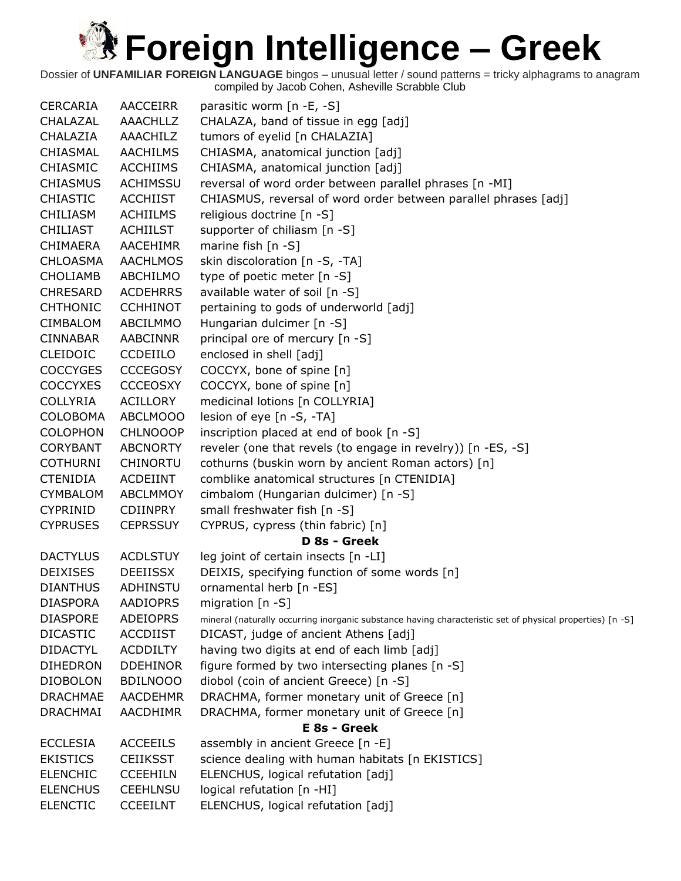# Foreign Intelligence – Greek

Dossier of **UNFAMILIAR FOREIGN LANGUAGE** bingos – unusual letter / sound patterns = tricky alphagrams to anagram
compiled by Jacob Cohen, Asheville Scrabble Club

| | | |
|---|---|---|
| CERCARIA | AACCEIRR | parasitic worm [n -E, -S] |
| CHALAZAL | AAACHLLZ | CHALAZA, band of tissue in egg [adj] |
| CHALAZIA | AAACHILZ | tumors of eyelid [n CHALAZIA] |
| CHIASMAL | AACHILMS | CHIASMA, anatomical junction [adj] |
| CHIASMIC | ACCHIIMS | CHIASMA, anatomical junction [adj] |
| CHIASMUS | ACHIMSSU | reversal of word order between parallel phrases [n -MI] |
| CHIASTIC | ACCHIIST | CHIASMUS, reversal of word order between parallel phrases [adj] |
| CHILIASM | ACHIILMS | religious doctrine [n -S] |
| CHILIAST | ACHIILST | supporter of chiliasm [n -S] |
| CHIMAERA | AACEHIMR | marine fish [n -S] |
| CHLOASMA | AACHLMOS | skin discoloration [n -S, -TA] |
| CHOLIAMB | ABCHILMO | type of poetic meter [n -S] |
| CHRESARD | ACDEHRRS | available water of soil [n -S] |
| CHTHONIC | CCHHINOT | pertaining to gods of underworld [adj] |
| CIMBALOM | ABCILMMO | Hungarian dulcimer [n -S] |
| CINNABAR | AABCINNR | principal ore of mercury [n -S] |
| CLEIDOIC | CCDEIILO | enclosed in shell [adj] |
| COCCYGES | CCCEGOSY | COCCYX, bone of spine [n] |
| COCCYXES | CCCEOSXY | COCCYX, bone of spine [n] |
| COLLYRIA | ACILLORY | medicinal lotions [n COLLYRIA] |
| COLOBOMA | ABCLMOOO | lesion of eye [n -S, -TA] |
| COLOPHON | CHLNOOOP | inscription placed at end of book [n -S] |
| CORYBANT | ABCNORTY | reveler (one that revels (to engage in revelry)) [n -ES, -S] |
| COTHURNI | CHINORTU | cothurns (buskin worn by ancient Roman actors) [n] |
| CTENIDIA | ACDEIINT | comblike anatomical structures [n CTENIDIA] |
| CYMBALOM | ABCLMMOY | cimbalom (Hungarian dulcimer) [n -S] |
| CYPRINID | CDIINPRY | small freshwater fish [n -S] |
| CYPRUSES | CEPRSSUY | CYPRUS, cypress (thin fabric) [n] |
| | | **D 8s - Greek** |
| DACTYLUS | ACDLSTUY | leg joint of certain insects [n -LI] |
| DEIXISES | DEEIISSX | DEIXIS, specifying function of some words [n] |
| DIANTHUS | ADHINSTU | ornamental herb [n -ES] |
| DIASPORA | AADIOPRS | migration [n -S] |
| DIASPORE | ADEIOPRS | mineral (naturally occurring inorganic substance having characteristic set of physical properties) [n -S] |
| DICASTIC | ACCDIIST | DICAST, judge of ancient Athens [adj] |
| DIDACTYL | ACDDILTY | having two digits at end of each limb [adj] |
| DIHEDRON | DDEHINOR | figure formed by two intersecting planes [n -S] |
| DIOBOLON | BDILNOOO | diobol (coin of ancient Greece) [n -S] |
| DRACHMAE | AACDEHMR | DRACHMA, former monetary unit of Greece [n] |
| DRACHMAI | AACDHIMR | DRACHMA, former monetary unit of Greece [n] |
| | | **E 8s - Greek** |
| ECCLESIA | ACCEEILS | assembly in ancient Greece [n -E] |
| EKISTICS | CEIIKSST | science dealing with human habitats [n EKISTICS] |
| ELENCHIC | CCEEHILN | ELENCHUS, logical refutation [adj] |
| ELENCHUS | CEEHLNSU | logical refutation [n -HI] |
| ELENCTIC | CCEEILNT | ELENCHUS, logical refutation [adj] |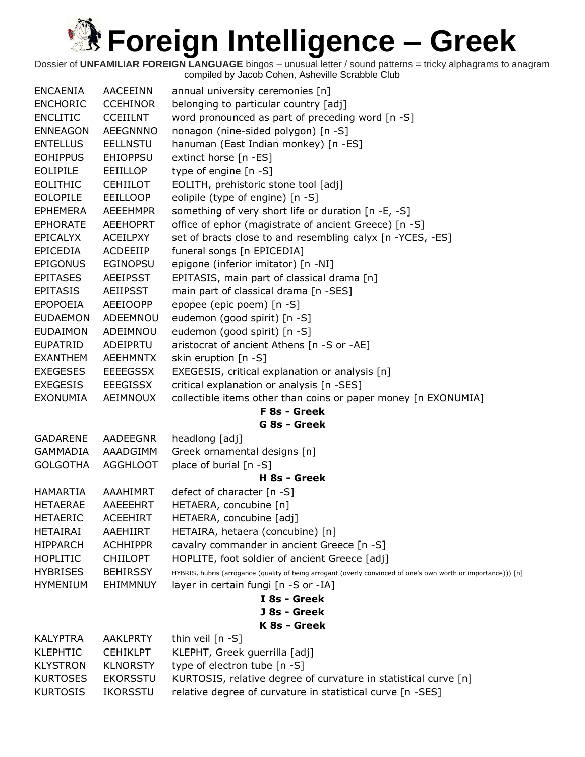# Foreign Intelligence – Greek

Dossier of **UNFAMILIAR FOREIGN LANGUAGE** bingos – unusual letter / sound patterns = tricky alphagrams to anagram
compiled by Jacob Cohen, Asheville Scrabble Club

| | | |
|---|---|---|
| ENCAENIA | AACEEINN | annual university ceremonies [n] |
| ENCHORIC | CCEHINOR | belonging to particular country [adj] |
| ENCLITIC | CCEIILNT | word pronounced as part of preceding word [n -S] |
| ENNEAGON | AEEGNNNO | nonagon (nine-sided polygon) [n -S] |
| ENTELLUS | EELLNSTU | hanuman (East Indian monkey) [n -ES] |
| EOHIPPUS | EHIOPPSU | extinct horse [n -ES] |
| EOLIPILE | EEIILLOP | type of engine [n -S] |
| EOLITHIC | CEHIILOT | EOLITH, prehistoric stone tool [adj] |
| EOLOPILE | EEILLOOP | eolipile (type of engine) [n -S] |
| EPHEMERA | AEEEHMPR | something of very short life or duration [n -E, -S] |
| EPHORATE | AEEHOPRT | office of ephor (magistrate of ancient Greece) [n -S] |
| EPICALYX | ACEILPXY | set of bracts close to and resembling calyx [n -YCES, -ES] |
| EPICEDIA | ACDEEIIP | funeral songs [n EPICEDIA] |
| EPIGONUS | EGINOPSU | epigone (inferior imitator) [n -NI] |
| EPITASES | AEEIPSST | EPITASIS, main part of classical drama [n] |
| EPITASIS | AEIIPSST | main part of classical drama [n -SES] |
| EPOPOEIA | AEEIOOPP | epopee (epic poem) [n -S] |
| EUDAEMON | ADEEMNOU | eudemon (good spirit) [n -S] |
| EUDAIMON | ADEIMNOU | eudemon (good spirit) [n -S] |
| EUPATRID | ADEIPRTU | aristocrat of ancient Athens [n -S or -AE] |
| EXANTHEM | AEEHMNTX | skin eruption [n -S] |
| EXEGESES | EEEEGSSX | EXEGESIS, critical explanation or analysis [n] |
| EXEGESIS | EEEGISSX | critical explanation or analysis [n -SES] |
| EXONUMIA | AEIMNOUX | collectible items other than coins or paper money [n EXONUMIA] |

**F 8s - Greek**

**G 8s - Greek**

| | | |
|---|---|---|
| GADARENE | AADEEGNR | headlong [adj] |
| GAMMADIA | AAADGIMM | Greek ornamental designs [n] |
| GOLGOTHA | AGGHLOOT | place of burial [n -S] |

**H 8s - Greek**

| | | |
|---|---|---|
| HAMARTIA | AAAHIMRT | defect of character [n -S] |
| HETAERAE | AAEEEHRT | HETAERA, concubine [n] |
| HETAERIC | ACEEHIRT | HETAERA, concubine [adj] |
| HETAIRAI | AAEHIIRT | HETAIRA, hetaera (concubine) [n] |
| HIPPARCH | ACHHIPPR | cavalry commander in ancient Greece [n -S] |
| HOPLITIC | CHIILOPT | HOPLITE, foot soldier of ancient Greece [adj] |
| HYBRISES | BEHIRSSY | HYBRIS, hubris (arrogance (quality of being arrogant (overly convinced of one's own worth or importance))) [n] |
| HYMENIUM | EHIMMNUY | layer in certain fungi [n -S or -IA] |

**I 8s - Greek**

**J 8s - Greek**

**K 8s - Greek**

| | | |
|---|---|---|
| KALYPTRA | AAKLPRTY | thin veil [n -S] |
| KLEPHTIC | CEHIKLPT | KLEPHT, Greek guerrilla [adj] |
| KLYSTRON | KLNORSTY | type of electron tube [n -S] |
| KURTOSES | EKORSSTU | KURTOSIS, relative degree of curvature in statistical curve [n] |
| KURTOSIS | IKORSSTU | relative degree of curvature in statistical curve [n -SES] |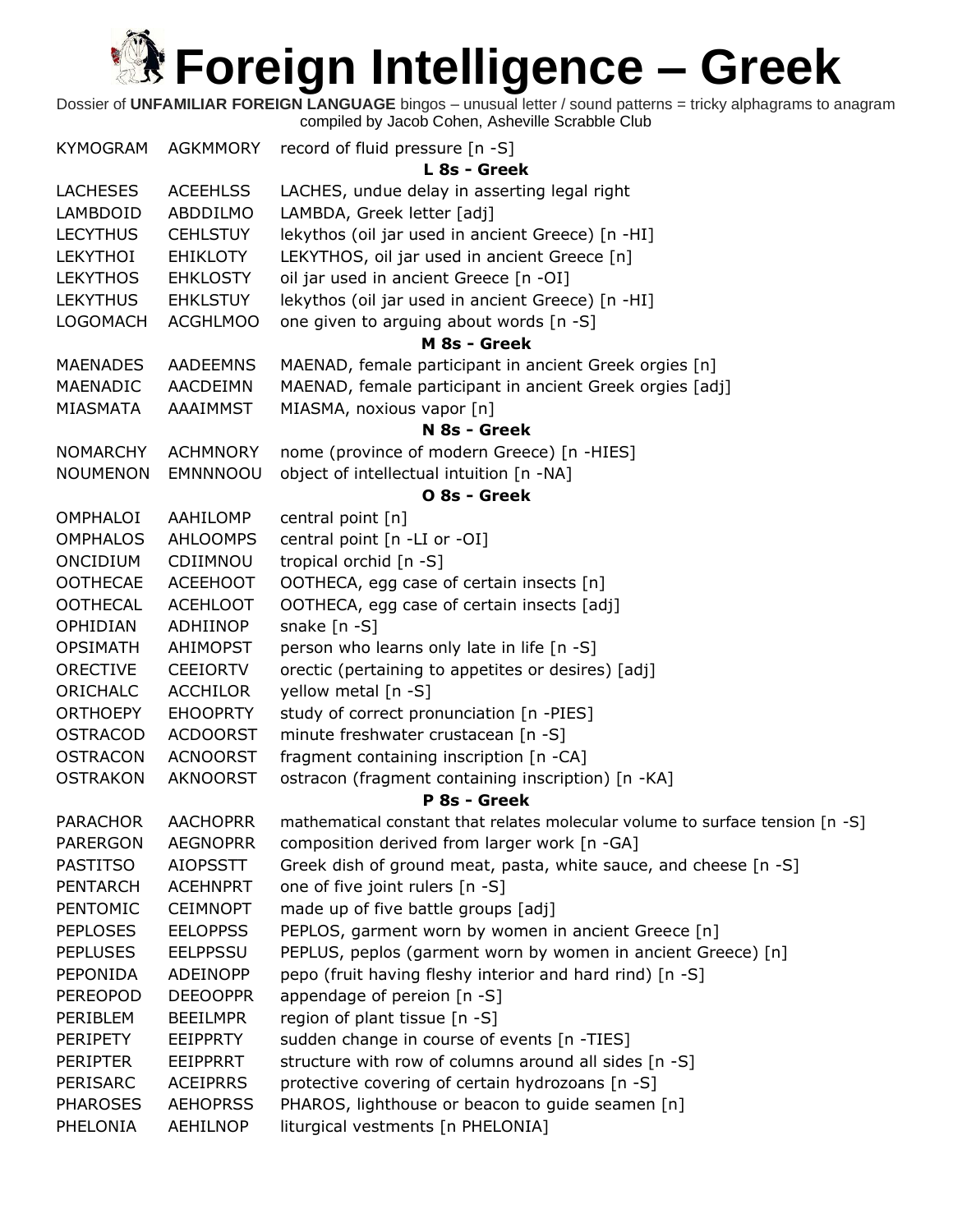# Foreign Intelligence – Greek

Dossier of **UNFAMILIAR FOREIGN LANGUAGE** bingos – unusual letter / sound patterns = tricky alphagrams to anagram
compiled by Jacob Cohen, Asheville Scrabble Club

| | | |
|---|---|---|
| KYMOGRAM | AGKMMORY | record of fluid pressure [n -S] |
| | | **L 8s - Greek** |
| LACHESES | ACEEHLSS | LACHES, undue delay in asserting legal right |
| LAMBDOID | ABDDILMO | LAMBDA, Greek letter [adj] |
| LECYTHUS | CEHLSTUY | lekythos (oil jar used in ancient Greece) [n -HI] |
| LEKYTHOI | EHIKLOTY | LEKYTHOS, oil jar used in ancient Greece [n] |
| LEKYTHOS | EHKLOSTY | oil jar used in ancient Greece [n -OI] |
| LEKYTHUS | EHKLSTUY | lekythos (oil jar used in ancient Greece) [n -HI] |
| LOGOMACH | ACGHLMOO | one given to arguing about words [n -S] |
| | | **M 8s - Greek** |
| MAENADES | AADEEMNS | MAENAD, female participant in ancient Greek orgies [n] |
| MAENADIC | AACDEIMN | MAENAD, female participant in ancient Greek orgies [adj] |
| MIASMATA | AAAIMMST | MIASMA, noxious vapor [n] |
| | | **N 8s - Greek** |
| NOMARCHY | ACHMNORY | nome (province of modern Greece) [n -HIES] |
| NOUMENON | EMNNNOOU | object of intellectual intuition [n -NA] |
| | | **O 8s - Greek** |
| OMPHALOI | AAHILOMP | central point [n] |
| OMPHALOS | AHLOOMPS | central point [n -LI or -OI] |
| ONCIDIUM | CDIIMNOU | tropical orchid [n -S] |
| OOTHECAE | ACEEHOOT | OOTHECA, egg case of certain insects [n] |
| OOTHECAL | ACEHLOOT | OOTHECA, egg case of certain insects [adj] |
| OPHIDIAN | ADHIINOP | snake [n -S] |
| OPSIMATH | AHIMOPST | person who learns only late in life [n -S] |
| ORECTIVE | CEEIORTV | orectic (pertaining to appetites or desires) [adj] |
| ORICHALC | ACCHILOR | yellow metal [n -S] |
| ORTHOEPY | EHOOPRTY | study of correct pronunciation [n -PIES] |
| OSTRACOD | ACDOORST | minute freshwater crustacean [n -S] |
| OSTRACON | ACNOORST | fragment containing inscription [n -CA] |
| OSTRAKON | AKNOORST | ostracon (fragment containing inscription) [n -KA] |
| | | **P 8s - Greek** |
| PARACHOR | AACHOPRR | mathematical constant that relates molecular volume to surface tension [n -S] |
| PARERGON | AEGNOPRR | composition derived from larger work [n -GA] |
| PASTITSO | AIOPSSTT | Greek dish of ground meat, pasta, white sauce, and cheese [n -S] |
| PENTARCH | ACEHNPRT | one of five joint rulers [n -S] |
| PENTOMIC | CEIMNOPT | made up of five battle groups [adj] |
| PEPLOSES | EELOPPSS | PEPLOS, garment worn by women in ancient Greece [n] |
| PEPLUSES | EELPPSSU | PEPLUS, peplos (garment worn by women in ancient Greece) [n] |
| PEPONIDA | ADEINOPP | pepo (fruit having fleshy interior and hard rind) [n -S] |
| PEREOPOD | DEEOOPPR | appendage of pereion [n -S] |
| PERIBLEM | BEEILMPR | region of plant tissue [n -S] |
| PERIPETY | EEIPPRTY | sudden change in course of events [n -TIES] |
| PERIPTER | EEIPPRRT | structure with row of columns around all sides [n -S] |
| PERISARC | ACEIPRRS | protective covering of certain hydrozoans [n -S] |
| PHAROSES | AEHOPRSS | PHAROS, lighthouse or beacon to guide seamen [n] |
| PHELONIA | AEHILNOP | liturgical vestments [n PHELONIA] |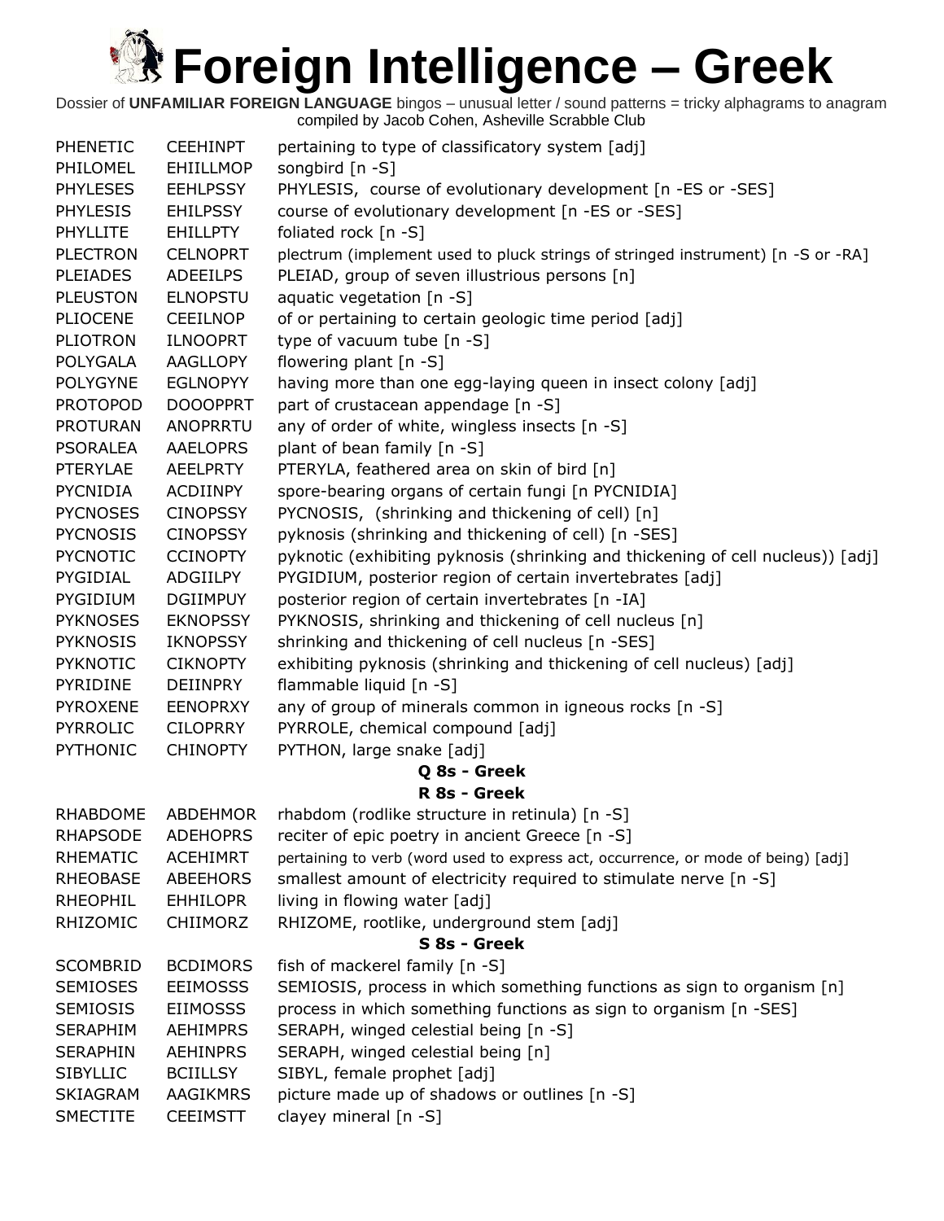# Foreign Intelligence – Greek

Dossier of **UNFAMILIAR FOREIGN LANGUAGE** bingos – unusual letter / sound patterns = tricky alphagrams to anagram compiled by Jacob Cohen, Asheville Scrabble Club

| | | |
|---|---|---|
| PHENETIC | CEEHINPT | pertaining to type of classificatory system [adj] |
| PHILOMEL | EHIILLMOP | songbird [n -S] |
| PHYLESES | EEHLPSSY | PHYLESIS, course of evolutionary development [n -ES or -SES] |
| PHYLESIS | EHILPSSY | course of evolutionary development [n -ES or -SES] |
| PHYLLITE | EHILLPTY | foliated rock [n -S] |
| PLECTRON | CELNOPRT | plectrum (implement used to pluck strings of stringed instrument) [n -S or -RA] |
| PLEIADES | ADEEILPS | PLEIAD, group of seven illustrious persons [n] |
| PLEUSTON | ELNOPSTU | aquatic vegetation [n -S] |
| PLIOCENE | CEEILNOP | of or pertaining to certain geologic time period [adj] |
| PLIOTRON | ILNOOPRT | type of vacuum tube [n -S] |
| POLYGALA | AAGLLOPY | flowering plant [n -S] |
| POLYGYNE | EGLNOPYY | having more than one egg-laying queen in insect colony [adj] |
| PROTOPOD | DOOOPPRT | part of crustacean appendage [n -S] |
| PROTURAN | ANOPRRTU | any of order of white, wingless insects [n -S] |
| PSORALEA | AAELOPRS | plant of bean family [n -S] |
| PTERYLAE | AEELPRTY | PTERYLA, feathered area on skin of bird [n] |
| PYCNIDIA | ACDIINPY | spore-bearing organs of certain fungi [n PYCNIDIA] |
| PYCNOSES | CINOPSSY | PYCNOSIS, (shrinking and thickening of cell) [n] |
| PYCNOSIS | CINOPSSY | pyknosis (shrinking and thickening of cell) [n -SES] |
| PYCNOTIC | CCINOPTY | pyknotic (exhibiting pyknosis (shrinking and thickening of cell nucleus)) [adj] |
| PYGIDIAL | ADGIILPY | PYGIDIUM, posterior region of certain invertebrates [adj] |
| PYGIDIUM | DGIIMPUY | posterior region of certain invertebrates [n -IA] |
| PYKNOSES | EKNOPSSY | PYKNOSIS, shrinking and thickening of cell nucleus [n] |
| PYKNOSIS | IKNOPSSY | shrinking and thickening of cell nucleus [n -SES] |
| PYKNOTIC | CIKNOPTY | exhibiting pyknosis (shrinking and thickening of cell nucleus) [adj] |
| PYRIDINE | DEIINPRY | flammable liquid [n -S] |
| PYROXENE | EENOPRXY | any of group of minerals common in igneous rocks [n -S] |
| PYRROLIC | CILOPRRY | PYRROLE, chemical compound [adj] |
| PYTHONIC | CHINOPTY | PYTHON, large snake [adj] |

**Q 8s - Greek**

**R 8s - Greek**

| | | |
|---|---|---|
| RHABDOME | ABDEHMOR | rhabdom (rodlike structure in retinula) [n -S] |
| RHAPSODE | ADEHOPRS | reciter of epic poetry in ancient Greece [n -S] |
| RHEMATIC | ACEHIMRT | pertaining to verb (word used to express act, occurrence, or mode of being) [adj] |
| RHEOBASE | ABEEHORS | smallest amount of electricity required to stimulate nerve [n -S] |
| RHEOPHIL | EHHILOPR | living in flowing water [adj] |
| RHIZOMIC | CHIIMORZ | RHIZOME, rootlike, underground stem [adj] |

**S 8s - Greek**

| | | |
|---|---|---|
| SCOMBRID | BCDIMORS | fish of mackerel family [n -S] |
| SEMIOSES | EEIMOSSS | SEMIOSIS, process in which something functions as sign to organism [n] |
| SEMIOSIS | EIIMOSSS | process in which something functions as sign to organism [n -SES] |
| SERAPHIM | AEHIMPRS | SERAPH, winged celestial being [n -S] |
| SERAPHIN | AEHINPRS | SERAPH, winged celestial being [n] |
| SIBYLLIC | BCIILLSY | SIBYL, female prophet [adj] |
| SKIAGRAM | AAGIKMRS | picture made up of shadows or outlines [n -S] |
| SMECTITE | CEEIMSTT | clayey mineral [n -S] |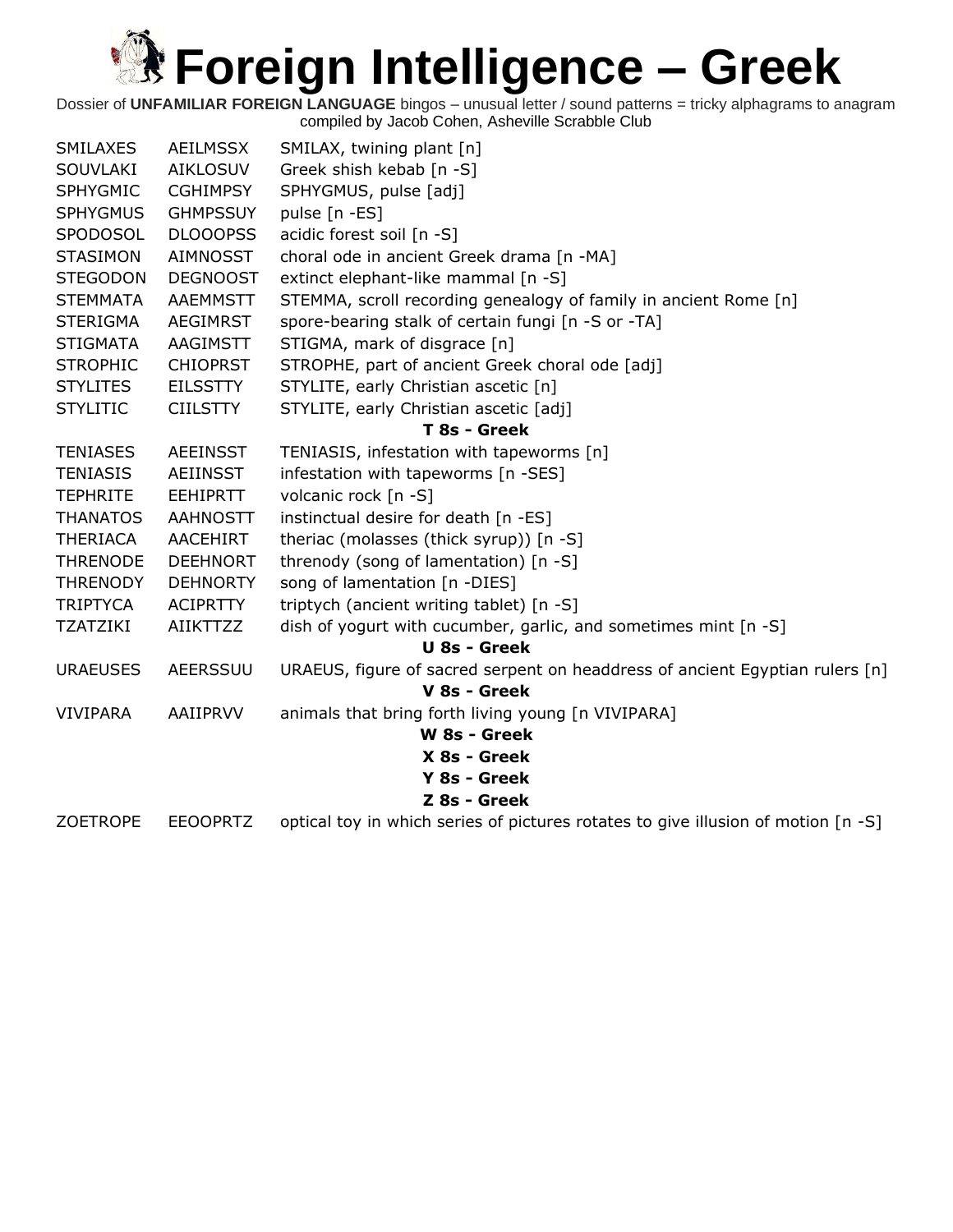# Foreign Intelligence – Greek

Dossier of **UNFAMILIAR FOREIGN LANGUAGE** bingos – unusual letter / sound patterns = tricky alphagrams to anagram
compiled by Jacob Cohen, Asheville Scrabble Club

| | | |
|---|---|---|
| SMILAXES | AEILMSSX | SMILAX, twining plant [n] |
| SOUVLAKI | AIKLOSUV | Greek shish kebab [n -S] |
| SPHYGMIC | CGHIMPSY | SPHYGMUS, pulse [adj] |
| SPHYGMUS | GHMPSSUY | pulse [n -ES] |
| SPODOSOL | DLOOOPSS | acidic forest soil [n -S] |
| STASIMON | AIMNOSST | choral ode in ancient Greek drama [n -MA] |
| STEGODON | DEGNOOST | extinct elephant-like mammal [n -S] |
| STEMMATA | AAEMMSTT | STEMMA, scroll recording genealogy of family in ancient Rome [n] |
| STERIGMA | AEGIMRST | spore-bearing stalk of certain fungi [n -S or -TA] |
| STIGMATA | AAGIMSTT | STIGMA, mark of disgrace [n] |
| STROPHIC | CHIOPRST | STROPHE, part of ancient Greek choral ode [adj] |
| STYLITES | EILSSTTY | STYLITE, early Christian ascetic [n] |
| STYLITIC | CIILSTTY | STYLITE, early Christian ascetic [adj] |
| | | **T 8s - Greek** |
| TENIASES | AEEINSST | TENIASIS, infestation with tapeworms [n] |
| TENIASIS | AEIINSST | infestation with tapeworms [n -SES] |
| TEPHRITE | EEHIPRTT | volcanic rock [n -S] |
| THANATOS | AAHNOSTT | instinctual desire for death [n -ES] |
| THERIACA | AACEHIRT | theriac (molasses (thick syrup)) [n -S] |
| THRENODE | DEEHNORT | threnody (song of lamentation) [n -S] |
| THRENODY | DEHNORTY | song of lamentation [n -DIES] |
| TRIPTYCA | ACIPRTTY | triptych (ancient writing tablet) [n -S] |
| TZATZIKI | AIIKTTZZ | dish of yogurt with cucumber, garlic, and sometimes mint [n -S] |
| | | **U 8s - Greek** |
| URAEUSES | AEERSSUU | URAEUS, figure of sacred serpent on headdress of ancient Egyptian rulers [n] |
| | | **V 8s - Greek** |
| VIVIPARA | AAIIPRVV | animals that bring forth living young [n VIVIPARA] |
| | | **W 8s - Greek** |
| | | **X 8s - Greek** |
| | | **Y 8s - Greek** |
| | | **Z 8s - Greek** |
| ZOETROPE | EEOOPRTZ | optical toy in which series of pictures rotates to give illusion of motion [n -S] |